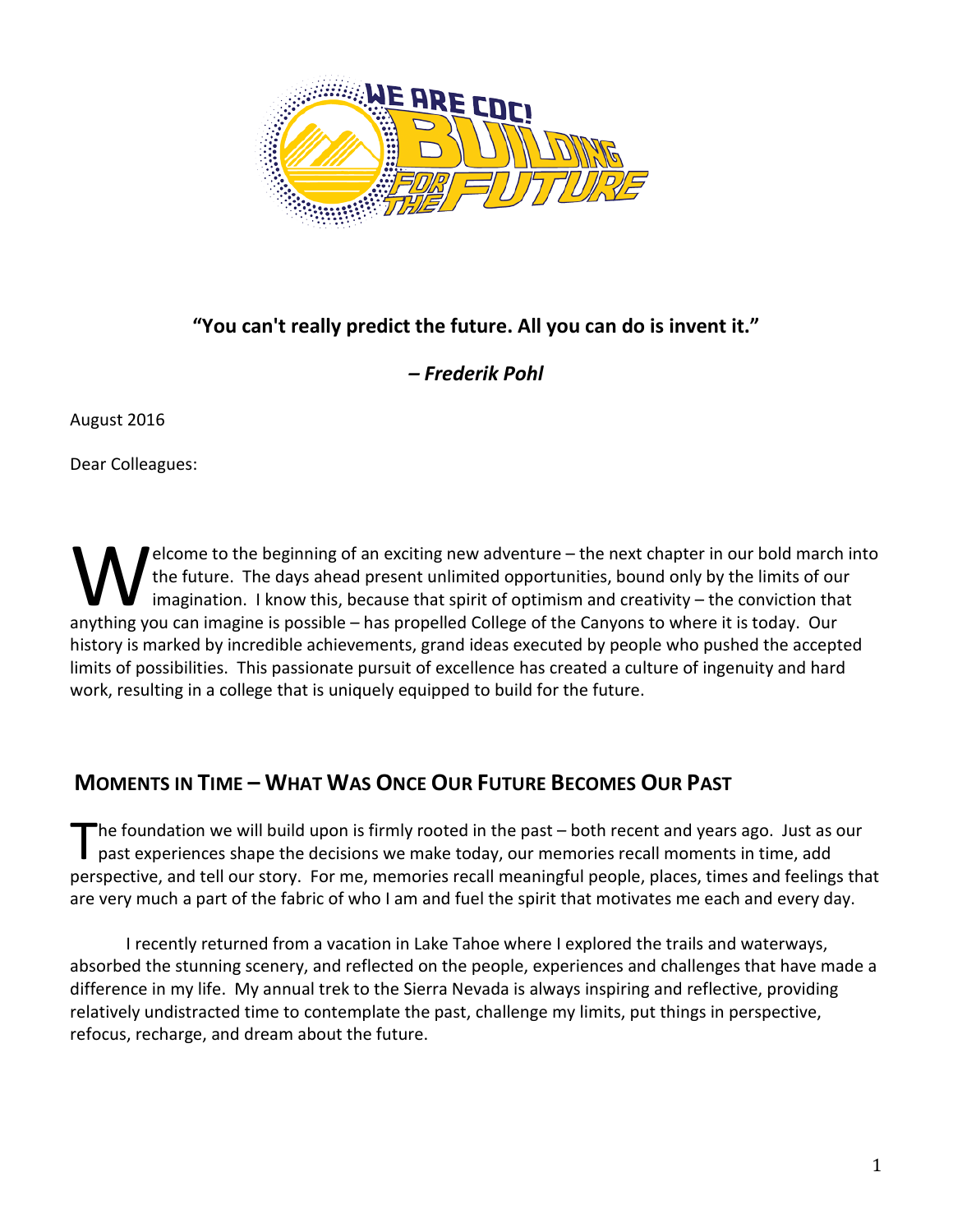**"You can't really predict the future. All you can do is invent it."**

***– Frederik Pohl***

August 2016

Dear Colleagues:

Welcome to the beginning of an exciting new adventure – the next chapter in our bold march into the future. The days ahead present unlimited opportunities, bound only by the limits of our imagination. I know this, because that spirit of optimism and creativity – the conviction that anything you can imagine is possible – has propelled College of the Canyons to where it is today. Our history is marked by incredible achievements, grand ideas executed by people who pushed the accepted limits of possibilities. This passionate pursuit of excellence has created a culture of ingenuity and hard work, resulting in a college that is uniquely equipped to build for the future.

## Moments in Time – What Was Once Our Future Becomes Our Past

The foundation we will build upon is firmly rooted in the past – both recent and years ago. Just as our past experiences shape the decisions we make today, our memories recall moments in time, add perspective, and tell our story. For me, memories recall meaningful people, places, times and feelings that are very much a part of the fabric of who I am and fuel the spirit that motivates me each and every day.

I recently returned from a vacation in Lake Tahoe where I explored the trails and waterways, absorbed the stunning scenery, and reflected on the people, experiences and challenges that have made a difference in my life. My annual trek to the Sierra Nevada is always inspiring and reflective, providing relatively undistracted time to contemplate the past, challenge my limits, put things in perspective, refocus, recharge, and dream about the future.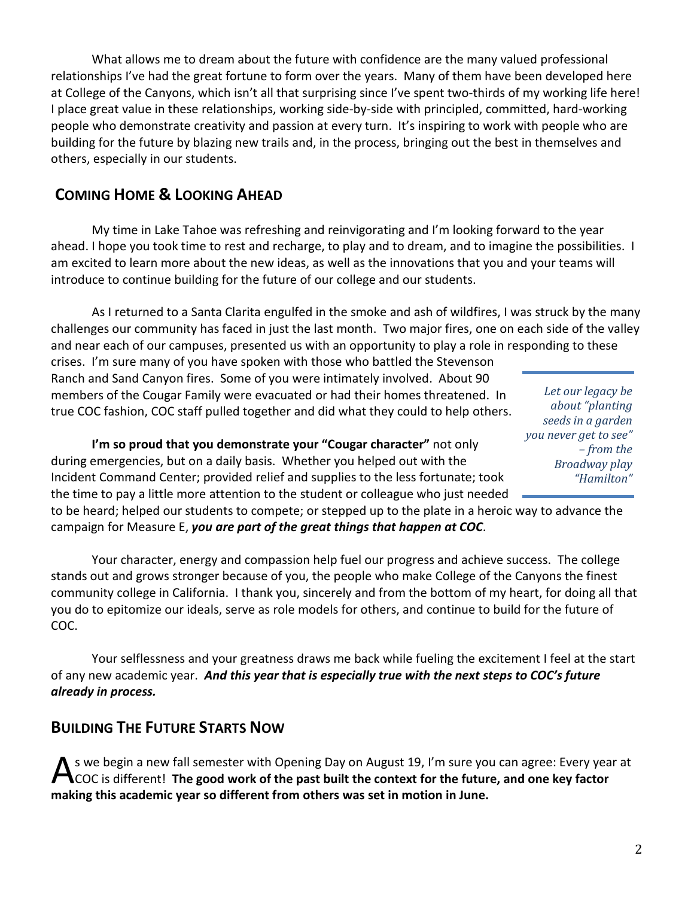What allows me to dream about the future with confidence are the many valued professional relationships I've had the great fortune to form over the years. Many of them have been developed here at College of the Canyons, which isn't all that surprising since I've spent two-thirds of my working life here! I place great value in these relationships, working side-by-side with principled, committed, hard-working people who demonstrate creativity and passion at every turn. It's inspiring to work with people who are building for the future by blazing new trails and, in the process, bringing out the best in themselves and others, especially in our students.

## COMING HOME & LOOKING AHEAD

My time in Lake Tahoe was refreshing and reinvigorating and I'm looking forward to the year ahead. I hope you took time to rest and recharge, to play and to dream, and to imagine the possibilities. I am excited to learn more about the new ideas, as well as the innovations that you and your teams will introduce to continue building for the future of our college and our students.

As I returned to a Santa Clarita engulfed in the smoke and ash of wildfires, I was struck by the many challenges our community has faced in just the last month. Two major fires, one on each side of the valley and near each of our campuses, presented us with an opportunity to play a role in responding to these crises. I'm sure many of you have spoken with those who battled the Stevenson Ranch and Sand Canyon fires. Some of you were intimately involved. About 90 members of the Cougar Family were evacuated or had their homes threatened. In true COC fashion, COC staff pulled together and did what they could to help others.

> *Let our legacy be about "planting seeds in a garden you never get to see" – from the Broadway play "Hamilton"*

**I'm so proud that you demonstrate your "Cougar character"** not only during emergencies, but on a daily basis. Whether you helped out with the Incident Command Center; provided relief and supplies to the less fortunate; took the time to pay a little more attention to the student or colleague who just needed to be heard; helped our students to compete; or stepped up to the plate in a heroic way to advance the campaign for Measure E, ***you are part of the great things that happen at COC***.

Your character, energy and compassion help fuel our progress and achieve success. The college stands out and grows stronger because of you, the people who make College of the Canyons the finest community college in California. I thank you, sincerely and from the bottom of my heart, for doing all that you do to epitomize our ideals, serve as role models for others, and continue to build for the future of COC.

Your selflessness and your greatness draws me back while fueling the excitement I feel at the start of any new academic year. ***And this year that is especially true with the next steps to COC's future already in process.***

## BUILDING THE FUTURE STARTS NOW

As we begin a new fall semester with Opening Day on August 19, I'm sure you can agree: Every year at COC is different! **The good work of the past built the context for the future, and one key factor making this academic year so different from others was set in motion in June.**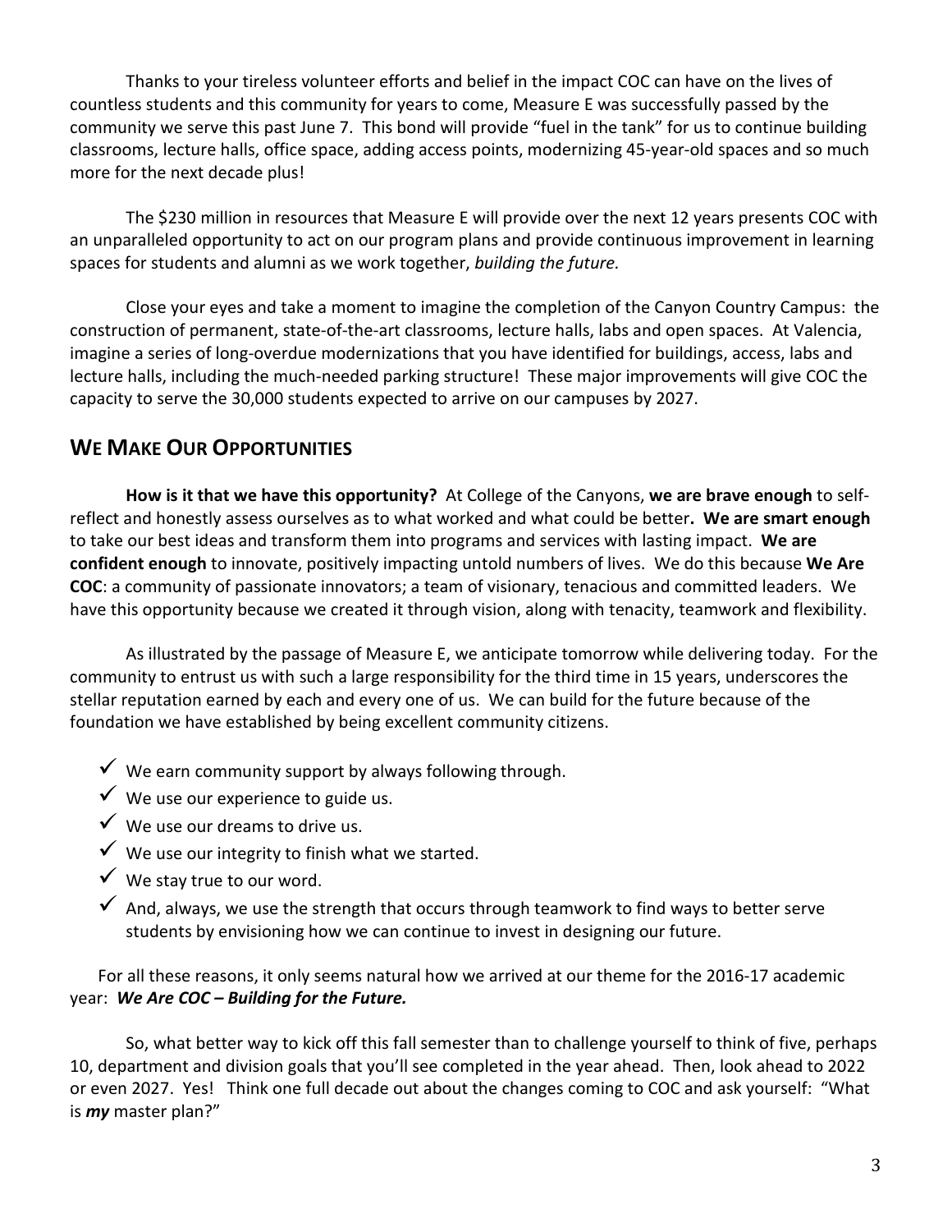Thanks to your tireless volunteer efforts and belief in the impact COC can have on the lives of countless students and this community for years to come, Measure E was successfully passed by the community we serve this past June 7. This bond will provide "fuel in the tank" for us to continue building classrooms, lecture halls, office space, adding access points, modernizing 45-year-old spaces and so much more for the next decade plus!

The $230 million in resources that Measure E will provide over the next 12 years presents COC with an unparalleled opportunity to act on our program plans and provide continuous improvement in learning spaces for students and alumni as we work together, *building the future.*

Close your eyes and take a moment to imagine the completion of the Canyon Country Campus: the construction of permanent, state-of-the-art classrooms, lecture halls, labs and open spaces. At Valencia, imagine a series of long-overdue modernizations that you have identified for buildings, access, labs and lecture halls, including the much-needed parking structure! These major improvements will give COC the capacity to serve the 30,000 students expected to arrive on our campuses by 2027.

## WE MAKE OUR OPPORTUNITIES

**How is it that we have this opportunity?** At College of the Canyons, **we are brave enough** to self-reflect and honestly assess ourselves as to what worked and what could be better**. We are smart enough** to take our best ideas and transform them into programs and services with lasting impact. **We are confident enough** to innovate, positively impacting untold numbers of lives. We do this because **We Are COC**: a community of passionate innovators; a team of visionary, tenacious and committed leaders. We have this opportunity because we created it through vision, along with tenacity, teamwork and flexibility.

As illustrated by the passage of Measure E, we anticipate tomorrow while delivering today. For the community to entrust us with such a large responsibility for the third time in 15 years, underscores the stellar reputation earned by each and every one of us. We can build for the future because of the foundation we have established by being excellent community citizens.

- ✓ We earn community support by always following through.
- ✓ We use our experience to guide us.
- ✓ We use our dreams to drive us.
- ✓ We use our integrity to finish what we started.
- ✓ We stay true to our word.
- ✓ And, always, we use the strength that occurs through teamwork to find ways to better serve students by envisioning how we can continue to invest in designing our future.

For all these reasons, it only seems natural how we arrived at our theme for the 2016-17 academic year: ***We Are COC – Building for the Future.***

So, what better way to kick off this fall semester than to challenge yourself to think of five, perhaps 10, department and division goals that you'll see completed in the year ahead. Then, look ahead to 2022 or even 2027. Yes! Think one full decade out about the changes coming to COC and ask yourself: "What is ***my*** master plan?"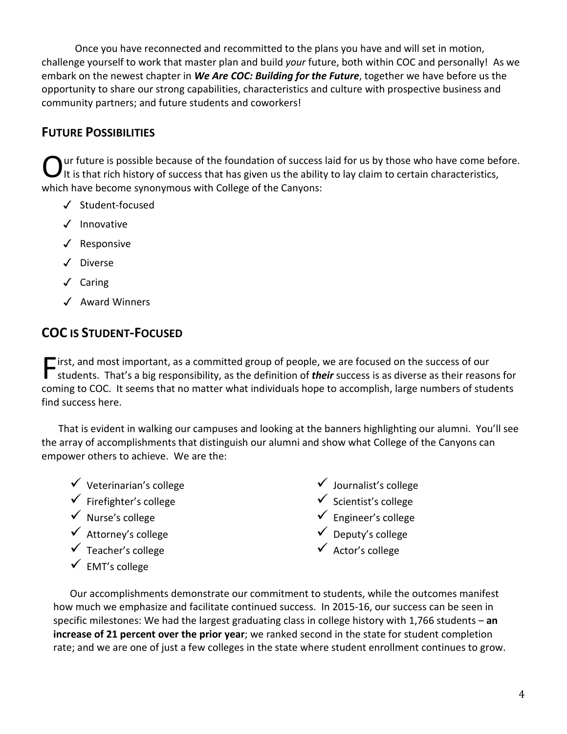Once you have reconnected and recommitted to the plans you have and will set in motion, challenge yourself to work that master plan and build *your* future, both within COC and personally! As we embark on the newest chapter in ***We Are COC: Building for the Future***, together we have before us the opportunity to share our strong capabilities, characteristics and culture with prospective business and community partners; and future students and coworkers!

## Future Possibilities

Our future is possible because of the foundation of success laid for us by those who have come before. It is that rich history of success that has given us the ability to lay claim to certain characteristics, which have become synonymous with College of the Canyons:

- ✓ Student-focused
- ✓ Innovative
- ✓ Responsive
- ✓ Diverse
- ✓ Caring
- ✓ Award Winners

## COC is Student-Focused

First, and most important, as a committed group of people, we are focused on the success of our students. That's a big responsibility, as the definition of ***their*** success is as diverse as their reasons for coming to COC. It seems that no matter what individuals hope to accomplish, large numbers of students find success here.

That is evident in walking our campuses and looking at the banners highlighting our alumni. You'll see the array of accomplishments that distinguish our alumni and show what College of the Canyons can empower others to achieve. We are the:

- ✓ Veterinarian's college
- ✓ Firefighter's college
- ✓ Nurse's college
- ✓ Attorney's college
- ✓ Teacher's college
- ✓ EMT's college
- ✓ Journalist's college
- ✓ Scientist's college
- ✓ Engineer's college
- ✓ Deputy's college
- ✓ Actor's college

Our accomplishments demonstrate our commitment to students, while the outcomes manifest how much we emphasize and facilitate continued success. In 2015-16, our success can be seen in specific milestones: We had the largest graduating class in college history with 1,766 students – **an increase of 21 percent over the prior year**; we ranked second in the state for student completion rate; and we are one of just a few colleges in the state where student enrollment continues to grow.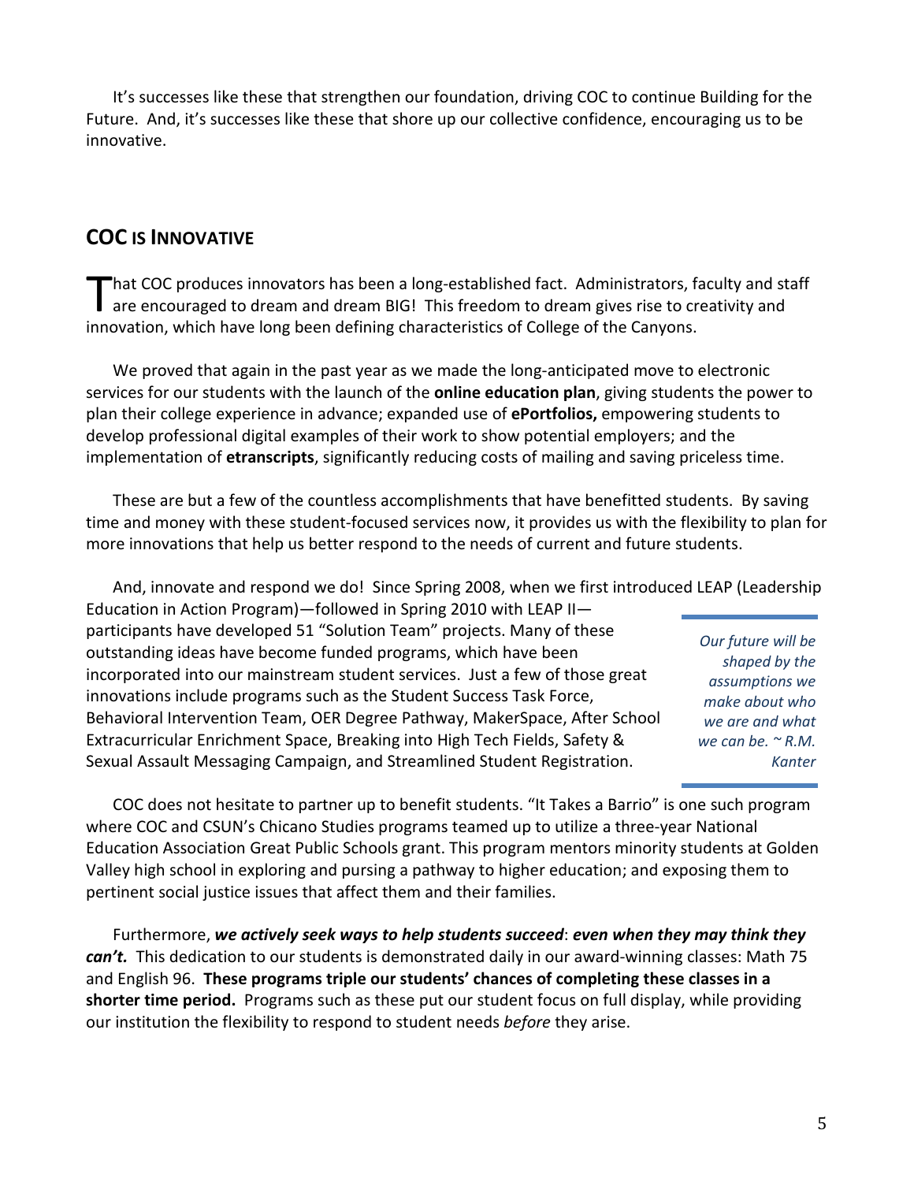It's successes like these that strengthen our foundation, driving COC to continue Building for the Future. And, it's successes like these that shore up our collective confidence, encouraging us to be innovative.

## COC IS INNOVATIVE

That COC produces innovators has been a long-established fact. Administrators, faculty and staff are encouraged to dream and dream BIG! This freedom to dream gives rise to creativity and innovation, which have long been defining characteristics of College of the Canyons.

We proved that again in the past year as we made the long-anticipated move to electronic services for our students with the launch of the **online education plan**, giving students the power to plan their college experience in advance; expanded use of **ePortfolios,** empowering students to develop professional digital examples of their work to show potential employers; and the implementation of **etranscripts**, significantly reducing costs of mailing and saving priceless time.

These are but a few of the countless accomplishments that have benefitted students. By saving time and money with these student-focused services now, it provides us with the flexibility to plan for more innovations that help us better respond to the needs of current and future students.

And, innovate and respond we do! Since Spring 2008, when we first introduced LEAP (Leadership Education in Action Program)—followed in Spring 2010 with LEAP II—participants have developed 51 "Solution Team" projects. Many of these outstanding ideas have become funded programs, which have been incorporated into our mainstream student services. Just a few of those great innovations include programs such as the Student Success Task Force, Behavioral Intervention Team, OER Degree Pathway, MakerSpace, After School Extracurricular Enrichment Space, Breaking into High Tech Fields, Safety & Sexual Assault Messaging Campaign, and Streamlined Student Registration.

> *Our future will be shaped by the assumptions we make about who we are and what we can be. ~ R.M. Kanter*

COC does not hesitate to partner up to benefit students. "It Takes a Barrio" is one such program where COC and CSUN's Chicano Studies programs teamed up to utilize a three-year National Education Association Great Public Schools grant. This program mentors minority students at Golden Valley high school in exploring and pursing a pathway to higher education; and exposing them to pertinent social justice issues that affect them and their families.

Furthermore, ***we actively seek ways to help students succeed***: ***even when they may think they can't.*** This dedication to our students is demonstrated daily in our award-winning classes: Math 75 and English 96. **These programs triple our students' chances of completing these classes in a shorter time period.** Programs such as these put our student focus on full display, while providing our institution the flexibility to respond to student needs *before* they arise.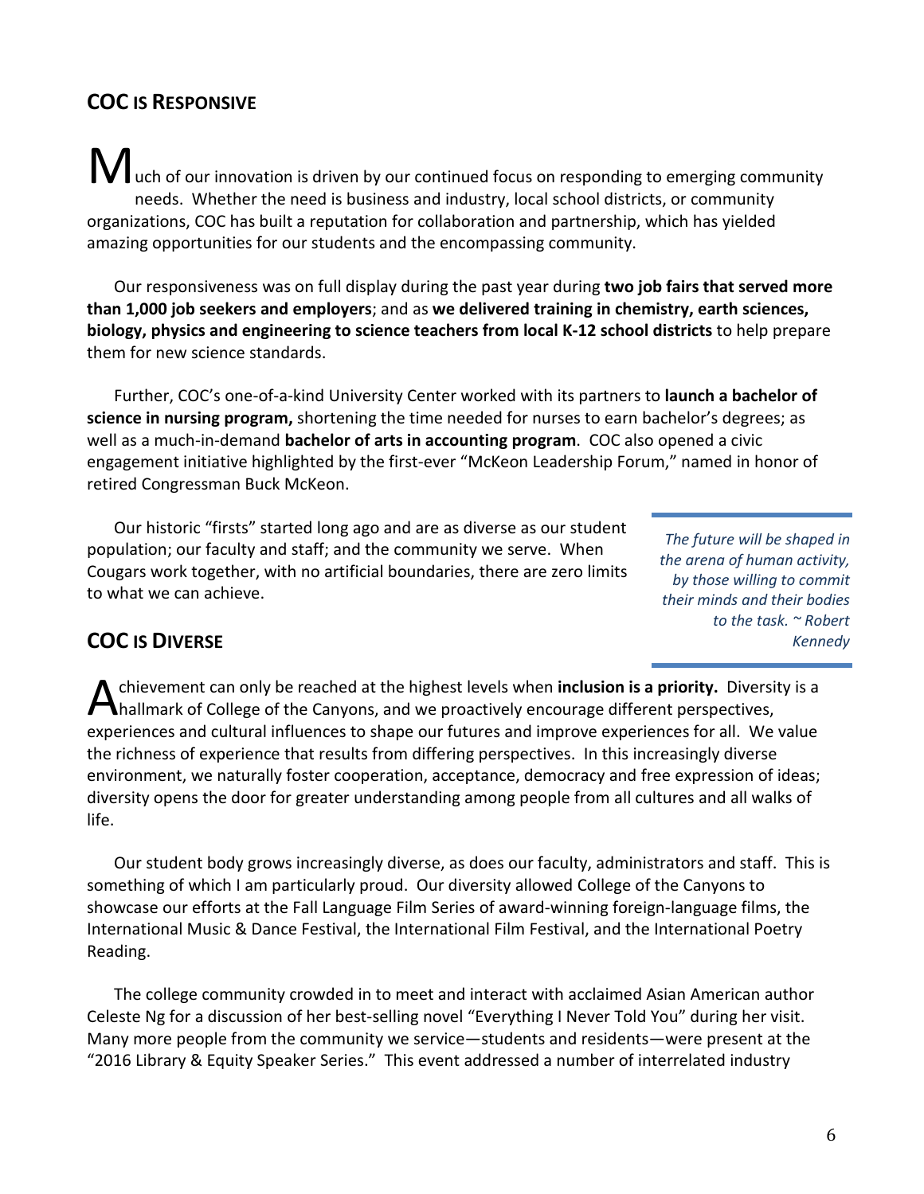## COC IS RESPONSIVE

Much of our innovation is driven by our continued focus on responding to emerging community needs. Whether the need is business and industry, local school districts, or community organizations, COC has built a reputation for collaboration and partnership, which has yielded amazing opportunities for our students and the encompassing community.

Our responsiveness was on full display during the past year during **two job fairs that served more than 1,000 job seekers and employers**; and as **we delivered training in chemistry, earth sciences, biology, physics and engineering to science teachers from local K-12 school districts** to help prepare them for new science standards.

Further, COC's one-of-a-kind University Center worked with its partners to **launch a bachelor of science in nursing program,** shortening the time needed for nurses to earn bachelor's degrees; as well as a much-in-demand **bachelor of arts in accounting program**. COC also opened a civic engagement initiative highlighted by the first-ever "McKeon Leadership Forum," named in honor of retired Congressman Buck McKeon.

Our historic "firsts" started long ago and are as diverse as our student population; our faculty and staff; and the community we serve. When Cougars work together, with no artificial boundaries, there are zero limits to what we can achieve.

> *The future will be shaped in the arena of human activity, by those willing to commit their minds and their bodies to the task. ~ Robert Kennedy*

## COC IS DIVERSE

Achievement can only be reached at the highest levels when **inclusion is a priority.** Diversity is a hallmark of College of the Canyons, and we proactively encourage different perspectives, experiences and cultural influences to shape our futures and improve experiences for all. We value the richness of experience that results from differing perspectives. In this increasingly diverse environment, we naturally foster cooperation, acceptance, democracy and free expression of ideas; diversity opens the door for greater understanding among people from all cultures and all walks of life.

Our student body grows increasingly diverse, as does our faculty, administrators and staff. This is something of which I am particularly proud. Our diversity allowed College of the Canyons to showcase our efforts at the Fall Language Film Series of award-winning foreign-language films, the International Music & Dance Festival, the International Film Festival, and the International Poetry Reading.

The college community crowded in to meet and interact with acclaimed Asian American author Celeste Ng for a discussion of her best-selling novel "Everything I Never Told You" during her visit. Many more people from the community we service—students and residents—were present at the "2016 Library & Equity Speaker Series." This event addressed a number of interrelated industry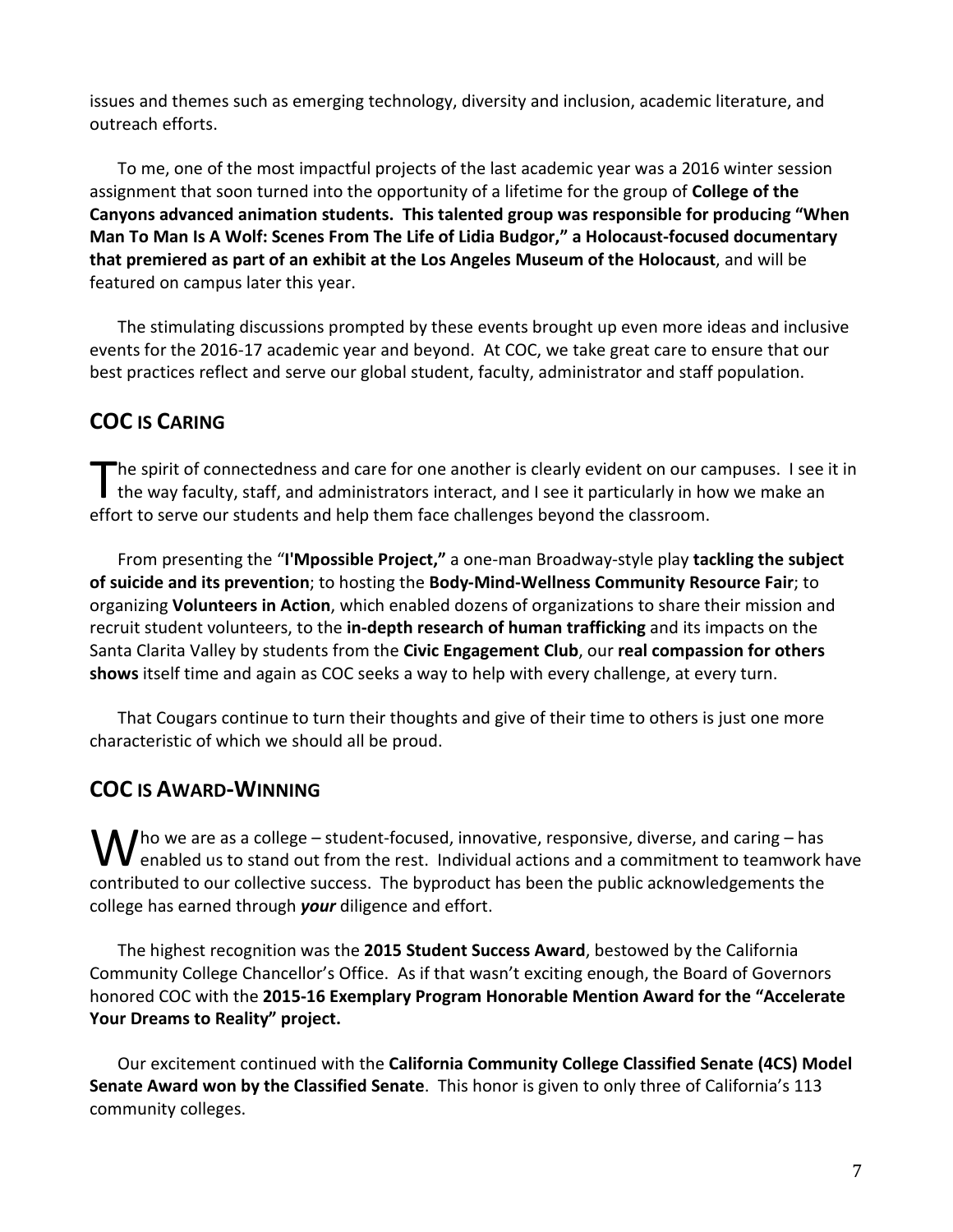issues and themes such as emerging technology, diversity and inclusion, academic literature, and outreach efforts.

To me, one of the most impactful projects of the last academic year was a 2016 winter session assignment that soon turned into the opportunity of a lifetime for the group of **College of the Canyons advanced animation students. This talented group was responsible for producing "When Man To Man Is A Wolf: Scenes From The Life of Lidia Budgor," a Holocaust-focused documentary that premiered as part of an exhibit at the Los Angeles Museum of the Holocaust**, and will be featured on campus later this year.

The stimulating discussions prompted by these events brought up even more ideas and inclusive events for the 2016-17 academic year and beyond. At COC, we take great care to ensure that our best practices reflect and serve our global student, faculty, administrator and staff population.

## COC IS CARING

The spirit of connectedness and care for one another is clearly evident on our campuses. I see it in the way faculty, staff, and administrators interact, and I see it particularly in how we make an effort to serve our students and help them face challenges beyond the classroom.

From presenting the "**I'Mpossible Project,"** a one-man Broadway-style play **tackling the subject of suicide and its prevention**; to hosting the **Body-Mind-Wellness Community Resource Fair**; to organizing **Volunteers in Action**, which enabled dozens of organizations to share their mission and recruit student volunteers, to the **in-depth research of human trafficking** and its impacts on the Santa Clarita Valley by students from the **Civic Engagement Club**, our **real compassion for others shows** itself time and again as COC seeks a way to help with every challenge, at every turn.

That Cougars continue to turn their thoughts and give of their time to others is just one more characteristic of which we should all be proud.

## COC IS AWARD-WINNING

Who we are as a college – student-focused, innovative, responsive, diverse, and caring – has enabled us to stand out from the rest. Individual actions and a commitment to teamwork have contributed to our collective success. The byproduct has been the public acknowledgements the college has earned through ***your*** diligence and effort.

The highest recognition was the **2015 Student Success Award**, bestowed by the California Community College Chancellor's Office. As if that wasn't exciting enough, the Board of Governors honored COC with the **2015-16 Exemplary Program Honorable Mention Award for the "Accelerate Your Dreams to Reality" project.**

Our excitement continued with the **California Community College Classified Senate (4CS) Model Senate Award won by the Classified Senate**. This honor is given to only three of California's 113 community colleges.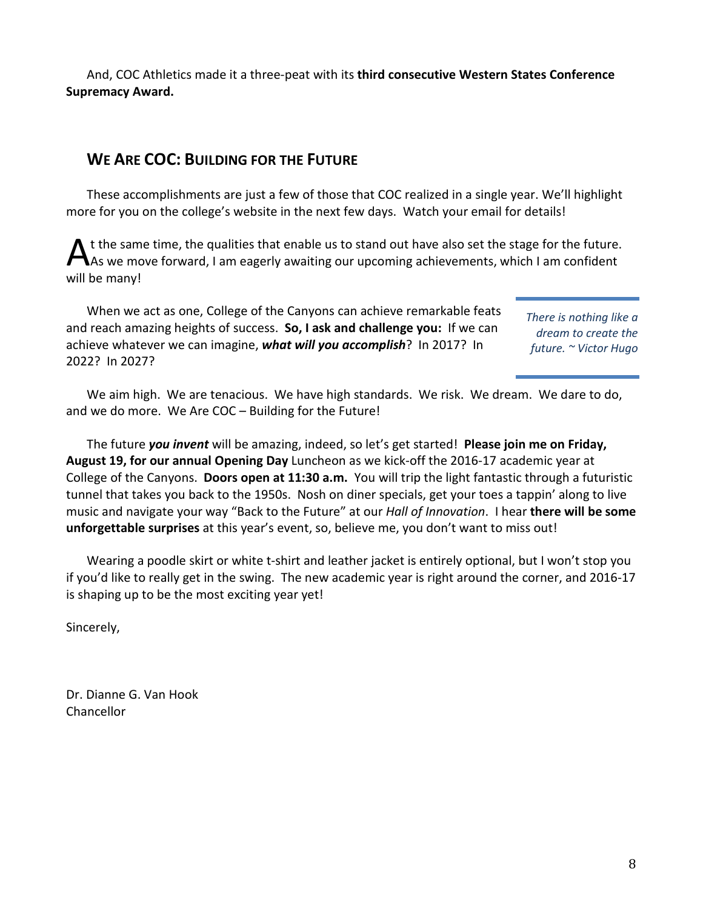And, COC Athletics made it a three-peat with its **third consecutive Western States Conference Supremacy Award.**

## We Are COC: Building for the Future

These accomplishments are just a few of those that COC realized in a single year. We'll highlight more for you on the college's website in the next few days. Watch your email for details!

At the same time, the qualities that enable us to stand out have also set the stage for the future. As we move forward, I am eagerly awaiting our upcoming achievements, which I am confident will be many!

When we act as one, College of the Canyons can achieve remarkable feats and reach amazing heights of success. **So, I ask and challenge you:** If we can achieve whatever we can imagine, ***what will you accomplish***? In 2017? In 2022? In 2027?

> *There is nothing like a dream to create the future. ~ Victor Hugo*

We aim high. We are tenacious. We have high standards. We risk. We dream. We dare to do, and we do more. We Are COC – Building for the Future!

The future ***you invent*** will be amazing, indeed, so let's get started! **Please join me on Friday, August 19, for our annual Opening Day** Luncheon as we kick-off the 2016-17 academic year at College of the Canyons. **Doors open at 11:30 a.m.** You will trip the light fantastic through a futuristic tunnel that takes you back to the 1950s. Nosh on diner specials, get your toes a tappin' along to live music and navigate your way "Back to the Future" at our *Hall of Innovation*. I hear **there will be some unforgettable surprises** at this year's event, so, believe me, you don't want to miss out!

Wearing a poodle skirt or white t-shirt and leather jacket is entirely optional, but I won't stop you if you'd like to really get in the swing. The new academic year is right around the corner, and 2016-17 is shaping up to be the most exciting year yet!

Sincerely,

Dr. Dianne G. Van Hook
Chancellor